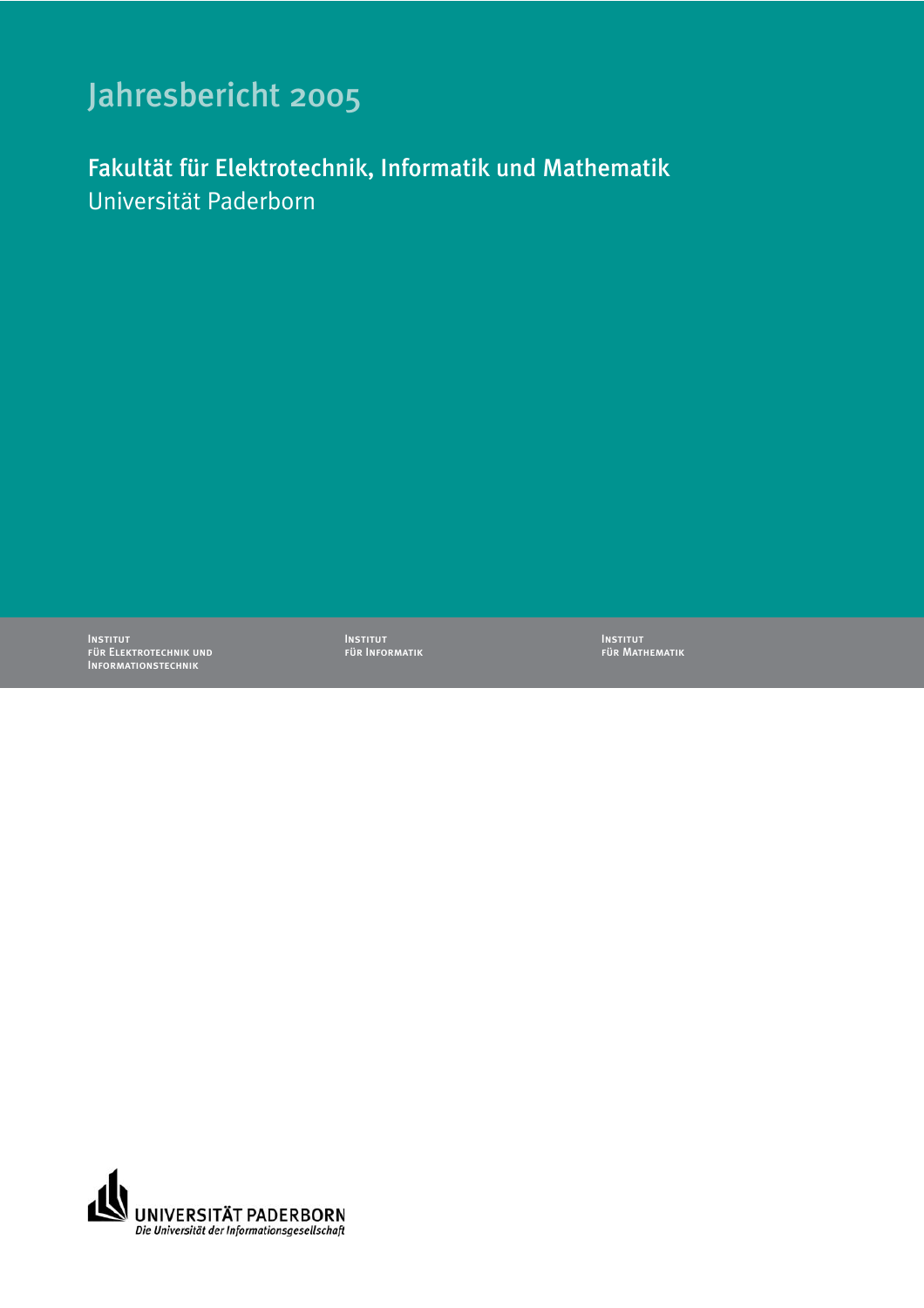# Jahresbericht 2005

## Fakultät für Elektrotechnik, Informatik und Mathematik

Universität Paderborn

Institut
für Elektrotechnik und
Informationstechnik

Institut
für Informatik

Institut
für Mathematik

UNIVERSITÄT PADERBORN
*Die Universität der Informationsgesellschaft*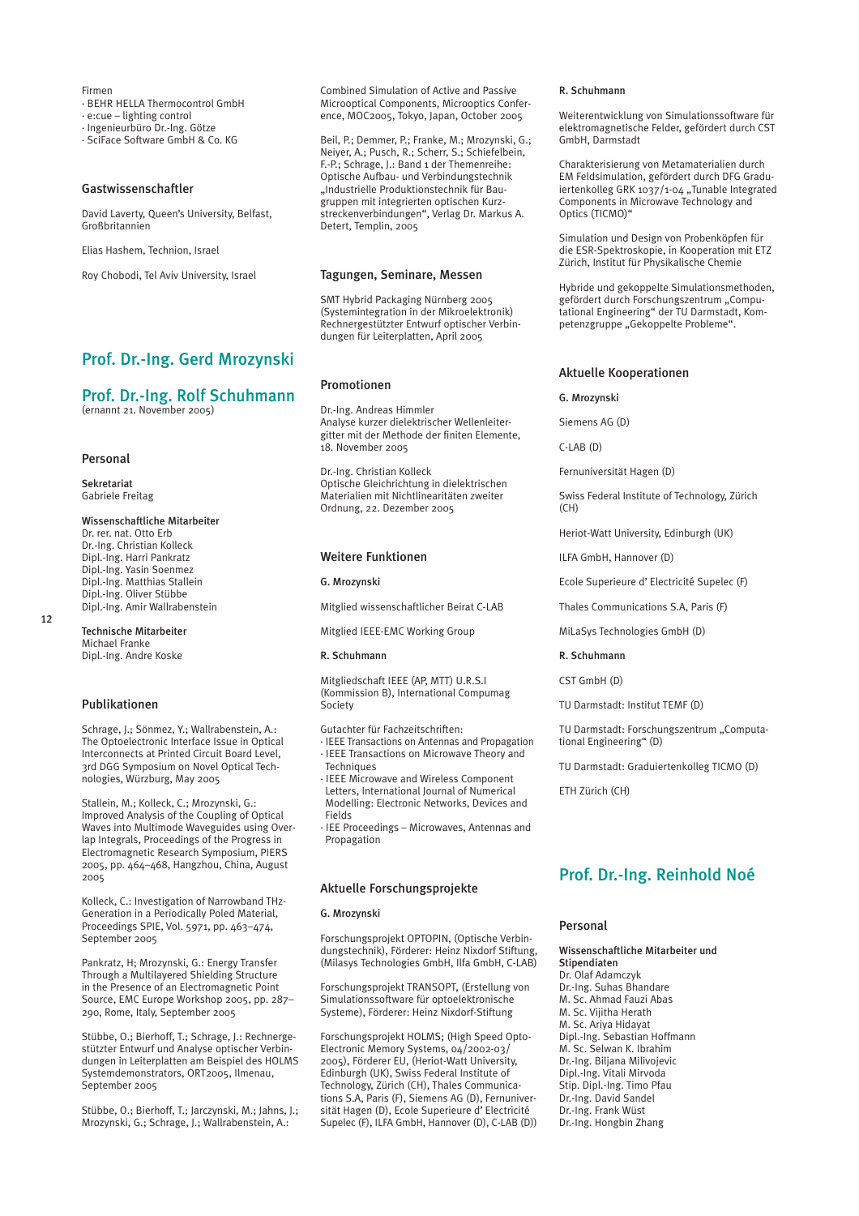Firmen
- BEHR HELLA Thermocontrol GmbH
- e:cue – lighting control
- Ingenieurbüro Dr.-Ing. Götze
- SciFace Software GmbH & Co. KG

### Gastwissenschaftler

David Laverty, Queen's University, Belfast, Großbritannien

Elias Hashem, Technion, Israel

Roy Chobodi, Tel Aviv University, Israel

## Prof. Dr.-Ing. Gerd Mrozynski

## Prof. Dr.-Ing. Rolf Schuhmann
(ernannt 21. November 2005)

### Personal

**Sekretariat**
Gabriele Freitag

**Wissenschaftliche Mitarbeiter**
Dr. rer. nat. Otto Erb
Dr.-Ing. Christian Kolleck
Dipl.-Ing. Harri Pankratz
Dipl.-Ing. Yasin Soenmez
Dipl.-Ing. Matthias Stallein
Dipl.-Ing. Oliver Stübbe
Dipl.-Ing. Amir Wallrabenstein

**Technische Mitarbeiter**
Michael Franke
Dipl.-Ing. Andre Koske

### Publikationen

Schrage, J.; Sönmez, Y.; Wallrabenstein, A.: The Optoelectronic Interface Issue in Optical Interconnects at Printed Circuit Board Level, 3rd DGG Symposium on Novel Optical Technologies, Würzburg, May 2005

Stallein, M.; Kolleck, C.; Mrozynski, G.: Improved Analysis of the Coupling of Optical Waves into Multimode Waveguides using Overlap Integrals, Proceedings of the Progress in Electromagnetic Research Symposium, PIERS 2005, pp. 464–468, Hangzhou, China, August 2005

Kolleck, C.: Investigation of Narrowband THz-Generation in a Periodically Poled Material, Proceedings SPIE, Vol. 5971, pp. 463–474, September 2005

Pankratz, H; Mrozynski, G.: Energy Transfer Through a Multilayered Shielding Structure in the Presence of an Electromagnetic Point Source, EMC Europe Workshop 2005, pp. 287–290, Rome, Italy, September 2005

Stübbe, O.; Bierhoff, T.; Schrage, J.: Rechnergestützter Entwurf und Analyse optischer Verbindungen in Leiterplatten am Beispiel des HOLMS Systemdemonstrators, ORT2005, Ilmenau, September 2005

Stübbe, O.; Bierhoff, T.; Jarczynski, M.; Jahns, J.; Mrozynski, G.; Schrage, J.; Wallrabenstein, A.: Combined Simulation of Active and Passive Microoptical Components, Microoptics Conference, MOC2005, Tokyo, Japan, October 2005

Beil, P.; Demmer, P.; Franke, M.; Mrozynski, G.; Neiyer, A.; Pusch, R.; Scherr, S.; Schiefelbein, F.-P.; Schrage, J.: Band 1 der Themenreihe: Optische Aufbau- und Verbindungstechnik „Industrielle Produktionstechnik für Baugruppen mit integrierten optischen Kurzstreckenverbindungen", Verlag Dr. Markus A. Detert, Templin, 2005

### Tagungen, Seminare, Messen

SMT Hybrid Packaging Nürnberg 2005 (Systemintegration in der Mikroelektronik) Rechnergestützter Entwurf optischer Verbindungen für Leiterplatten, April 2005

### Promotionen

Dr.-Ing. Andreas Himmler
Analyse kurzer dielektrischer Wellenleitergitter mit der Methode der finiten Elemente, 18. November 2005

Dr.-Ing. Christian Kolleck
Optische Gleichrichtung in dielektrischen Materialien mit Nichtlinearitäten zweiter Ordnung, 22. Dezember 2005

### Weitere Funktionen

**G. Mrozynski**

Mitglied wissenschaftlicher Beirat C-LAB

Mitglied IEEE-EMC Working Group

**R. Schuhmann**

Mitgliedschaft IEEE (AP, MTT) U.R.S.I (Kommission B), International Compumag Society

Gutachter für Fachzeitschriften:
- IEEE Transactions on Antennas and Propagation
- IEEE Transactions on Microwave Theory and Techniques
- IEEE Microwave and Wireless Component Letters, International Journal of Numerical Modelling: Electronic Networks, Devices and Fields
- IEE Proceedings – Microwaves, Antennas and Propagation

### Aktuelle Forschungsprojekte

**G. Mrozynski**

Forschungsprojekt OPTOPIN, (Optische Verbindungstechnik), Förderer: Heinz Nixdorf Stiftung, (Milasys Technologies GmbH, Ilfa GmbH, C-LAB)

Forschungsprojekt TRANSOPT, (Erstellung von Simulationssoftware für optoelektronische Systeme), Förderer: Heinz Nixdorf-Stiftung

Forschungsprojekt HOLMS; (High Speed Opto-Electronic Memory Systems, 04/2002-03/2005), Förderer EU, (Heriot-Watt University, Edinburgh (UK), Swiss Federal Institute of Technology, Zürich (CH), Thales Communications S.A, Paris (F), Siemens AG (D), Fernuniversität Hagen (D), Ecole Superieure d' Electricité Supelec (F), ILFA GmbH, Hannover (D), C-LAB (D))

**R. Schuhmann**

Weiterentwicklung von Simulationssoftware für elektromagnetische Felder, gefördert durch CST GmbH, Darmstadt

Charakterisierung von Metamaterialien durch EM Feldsimulation, gefördert durch DFG Graduiertenkolleg GRK 1037/1-04 „Tunable Integrated Components in Microwave Technology and Optics (TICMO)"

Simulation und Design von Probenköpfen für die ESR-Spektroskopie, in Kooperation mit ETZ Zürich, Institut für Physikalische Chemie

Hybride und gekoppelte Simulationsmethoden, gefördert durch Forschungszentrum „Computational Engineering" der TU Darmstadt, Kompetenzgruppe „Gekoppelte Probleme".

### Aktuelle Kooperationen

**G. Mrozynski**

Siemens AG (D)

C-LAB (D)

Fernuniversität Hagen (D)

Swiss Federal Institute of Technology, Zürich (CH)

Heriot-Watt University, Edinburgh (UK)

ILFA GmbH, Hannover (D)

Ecole Superieure d' Electricité Supelec (F)

Thales Communications S.A, Paris (F)

MiLaSys Technologies GmbH (D)

**R. Schuhmann**

CST GmbH (D)

TU Darmstadt: Institut TEMF (D)

TU Darmstadt: Forschungszentrum „Computational Engineering" (D)

TU Darmstadt: Graduiertenkolleg TICMO (D)

ETH Zürich (CH)

## Prof. Dr.-Ing. Reinhold Noé

### Personal

**Wissenschaftliche Mitarbeiter und Stipendiaten**
Dr. Olaf Adamczyk
Dr.-Ing. Suhas Bhandare
M. Sc. Ahmad Fauzi Abas
M. Sc. Vijitha Herath
M. Sc. Ariya Hidayat
Dipl.-Ing. Sebastian Hoffmann
M. Sc. Selwan K. Ibrahim
Dr.-Ing. Biljana Milivojevic
Dipl.-Ing. Vitali Mirvoda
Stip. Dipl.-Ing. Timo Pfau
Dr.-Ing. David Sandel
Dr.-Ing. Frank Wüst
Dr.-Ing. Hongbin Zhang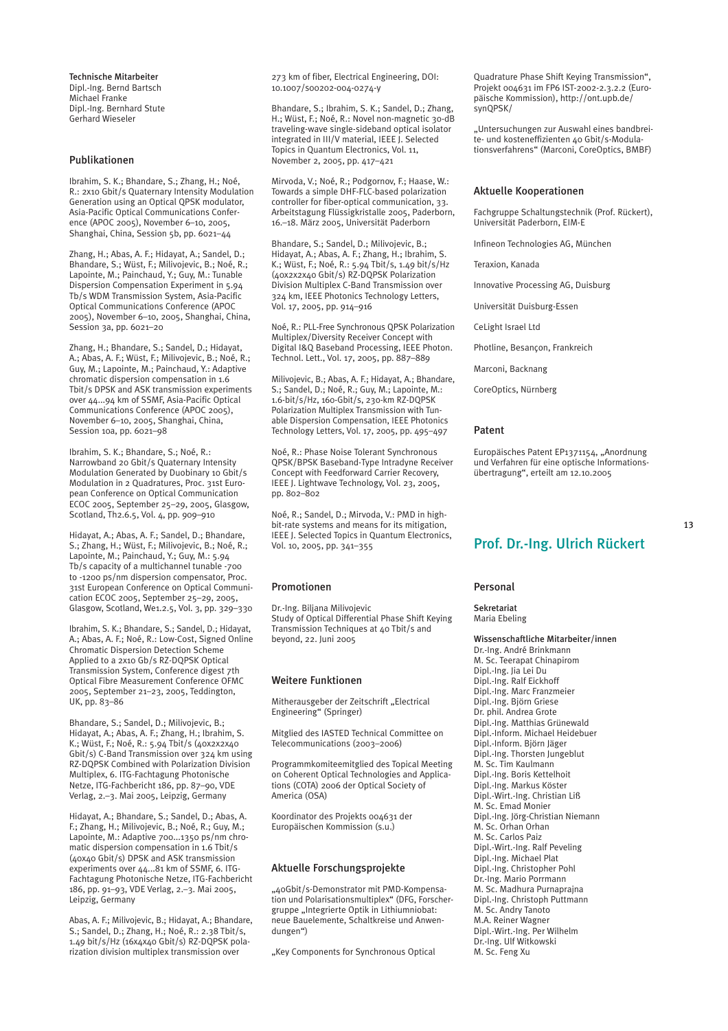**Technische Mitarbeiter**
Dipl.-Ing. Bernd Bartsch
Michael Franke
Dipl.-Ing. Bernhard Stute
Gerhard Wieseler

## Publikationen

Ibrahim, S. K.; Bhandare, S.; Zhang, H.; Noé, R.: 2x10 Gbit/s Quaternary Intensity Modulation Generation using an Optical QPSK modulator, Asia-Pacific Optical Communications Conference (APOC 2005), November 6–10, 2005, Shanghai, China, Session 5b, pp. 6021–44

Zhang, H.; Abas, A. F.; Hidayat, A.; Sandel, D.; Bhandare, S.; Wüst, F.; Milivojevic, B.; Noé, R.; Lapointe, M.; Painchaud, Y.; Guy, M.: Tunable Dispersion Compensation Experiment in 5.94 Tb/s WDM Transmission System, Asia-Pacific Optical Communications Conference (APOC 2005), November 6–10, 2005, Shanghai, China, Session 3a, pp. 6021–20

Zhang, H.; Bhandare, S.; Sandel, D.; Hidayat, A.; Abas, A. F.; Wüst, F.; Milivojevic, B.; Noé, R.; Guy, M.; Lapointe, M.; Painchaud, Y.: Adaptive chromatic dispersion compensation in 1.6 Tbit/s DPSK and ASK transmission experiments over 44...94 km of SSMF, Asia-Pacific Optical Communications Conference (APOC 2005), November 6–10, 2005, Shanghai, China, Session 10a, pp. 6021–98

Ibrahim, S. K.; Bhandare, S.; Noé, R.: Narrowband 20 Gbit/s Quaternary Intensity Modulation Generated by Duobinary 10 Gbit/s Modulation in 2 Quadratures, Proc. 31st European Conference on Optical Communication ECOC 2005, September 25–29, 2005, Glasgow, Scotland, Th2.6.5, Vol. 4, pp. 909–910

Hidayat, A.; Abas, A. F.; Sandel, D.; Bhandare, S.; Zhang, H.; Wüst, F.; Milivojevic, B.; Noé, R.; Lapointe, M.; Painchaud, Y.; Guy, M.: 5.94 Tb/s capacity of a multichannel tunable -700 to -1200 ps/nm dispersion compensator, Proc. 31st European Conference on Optical Communication ECOC 2005, September 25–29, 2005, Glasgow, Scotland, We1.2.5, Vol. 3, pp. 329–330

Ibrahim, S. K.; Bhandare, S.; Sandel, D.; Hidayat, A.; Abas, A. F.; Noé, R.: Low-Cost, Signed Online Chromatic Dispersion Detection Scheme Applied to a 2x10 Gb/s RZ-DQPSK Optical Transmission System, Conference digest 7th Optical Fibre Measurement Conference OFMC 2005, September 21–23, 2005, Teddington, UK, pp. 83–86

Bhandare, S.; Sandel, D.; Milivojevic, B.; Hidayat, A.; Abas, A. F.; Zhang, H.; Ibrahim, S. K.; Wüst, F.; Noé, R.: 5.94 Tbit/s (40x2x2x40 Gbit/s) C-Band Transmission over 324 km using RZ-DQPSK Combined with Polarization Division Multiplex, 6. ITG-Fachtagung Photonische Netze, ITG-Fachbericht 186, pp. 87–90, VDE Verlag, 2.–3. Mai 2005, Leipzig, Germany

Hidayat, A.; Bhandare, S.; Sandel, D.; Abas, A. F.; Zhang, H.; Milivojevic, B.; Noé, R.; Guy, M.; Lapointe, M.: Adaptive 700...1350 ps/nm chromatic dispersion compensation in 1.6 Tbit/s (40x40 Gbit/s) DPSK and ASK transmission experiments over 44...81 km of SSMF, 6. ITG-Fachtagung Photonische Netze, ITG-Fachbericht 186, pp. 91–93, VDE Verlag, 2.–3. Mai 2005, Leipzig, Germany

Abas, A. F.; Milivojevic, B.; Hidayat, A.; Bhandare, S.; Sandel, D.; Zhang, H.; Noé, R.: 2.38 Tbit/s, 1.49 bit/s/Hz (16x4x40 Gbit/s) RZ-DQPSK polarization division multiplex transmission over 273 km of fiber, Electrical Engineering, DOI: 10.1007/s00202-004-0274-y

Bhandare, S.; Ibrahim, S. K.; Sandel, D.; Zhang, H.; Wüst, F.; Noé, R.: Novel non-magnetic 30-dB traveling-wave single-sideband optical isolator integrated in III/V material, IEEE J. Selected Topics in Quantum Electronics, Vol. 11, November 2, 2005, pp. 417–421

Mirvoda, V.; Noé, R.; Podgornov, F.; Haase, W.: Towards a simple DHF-FLC-based polarization controller for fiber-optical communication, 33. Arbeitstagung Flüssigkristalle 2005, Paderborn, 16.–18. März 2005, Universität Paderborn

Bhandare, S.; Sandel, D.; Milivojevic, B.; Hidayat, A.; Abas, A. F.; Zhang, H.; Ibrahim, S. K.; Wüst, F.; Noé, R.: 5.94 Tbit/s, 1.49 bit/s/Hz (40x2x2x40 Gbit/s) RZ-DQPSK Polarization Division Multiplex C-Band Transmission over 324 km, IEEE Photonics Technology Letters, Vol. 17, 2005, pp. 914–916

Noé, R.: PLL-Free Synchronous QPSK Polarization Multiplex/Diversity Receiver Concept with Digital I&Q Baseband Processing, IEEE Photon. Technol. Lett., Vol. 17, 2005, pp. 887–889

Milivojevic, B.; Abas, A. F.; Hidayat, A.; Bhandare, S.; Sandel, D.; Noé, R.; Guy, M.; Lapointe, M.: 1.6-bit/s/Hz, 160-Gbit/s, 230-km RZ-DQPSK Polarization Multiplex Transmission with Tunable Dispersion Compensation, IEEE Photonics Technology Letters, Vol. 17, 2005, pp. 495–497

Noé, R.: Phase Noise Tolerant Synchronous QPSK/BPSK Baseband-Type Intradyne Receiver Concept with Feedforward Carrier Recovery, IEEE J. Lightwave Technology, Vol. 23, 2005, pp. 802–802

Noé, R.; Sandel, D.; Mirvoda, V.: PMD in high-bit-rate systems and means for its mitigation, IEEE J. Selected Topics in Quantum Electronics, Vol. 10, 2005, pp. 341–355

## Promotionen

Dr.-Ing. Biljana Milivojevic
Study of Optical Differential Phase Shift Keying Transmission Techniques at 40 Tbit/s and beyond, 22. Juni 2005

## Weitere Funktionen

Mitherausgeber der Zeitschrift „Electrical Engineering" (Springer)

Mitglied des IASTED Technical Committee on Telecommunications (2003–2006)

Programmkomiteemitglied des Topical Meeting on Coherent Optical Technologies and Applications (COTA) 2006 der Optical Society of America (OSA)

Koordinator des Projekts 004631 der Europäischen Kommission (s.u.)

## Aktuelle Forschungsprojekte

„40Gbit/s-Demonstrator mit PMD-Kompensation und Polarisationsmultiplex" (DFG, Forschergruppe „Integrierte Optik in Lithiumniobat: neue Bauelemente, Schaltkreise und Anwendungen")

„Key Components for Synchronous Optical Quadrature Phase Shift Keying Transmission", Projekt 004631 im FP6 IST-2002-2.3.2.2 (Europäische Kommission), http://ont.upb.de/synQPSK/

„Untersuchungen zur Auswahl eines bandbreite- und kosteneffizienten 40 Gbit/s-Modulationsverfahrens" (Marconi, CoreOptics, BMBF)

## Aktuelle Kooperationen

Fachgruppe Schaltungstechnik (Prof. Rückert), Universität Paderborn, EIM-E

Infineon Technologies AG, München

Teraxion, Kanada

Innovative Processing AG, Duisburg

Universität Duisburg-Essen

CeLight Israel Ltd

Photline, Besançon, Frankreich

Marconi, Backnang

CoreOptics, Nürnberg

## Patent

Europäisches Patent EP1371154, „Anordnung und Verfahren für eine optische Informationsübertragung", erteilt am 12.10.2005

# Prof. Dr.-Ing. Ulrich Rückert

## Personal

**Sekretariat**
Maria Ebeling

**Wissenschaftliche Mitarbeiter/innen**
Dr.-Ing. André Brinkmann
M. Sc. Teerapat Chinapirom
Dipl.-Ing. Jia Lei Du
Dipl.-Ing. Ralf Eickhoff
Dipl.-Ing. Marc Franzmeier
Dipl.-Ing. Björn Griese
Dr. phil. Andrea Grote
Dipl.-Ing. Matthias Grünewald
Dipl.-Inform. Michael Heidebuer
Dipl.-Inform. Björn Jäger
Dipl.-Ing. Thorsten Jungeblut
M. Sc. Tim Kaulmann
Dipl.-Ing. Boris Kettelhoit
Dipl.-Ing. Markus Köster
Dipl.-Wirt.-Ing. Christian Liß
M. Sc. Emad Monier
Dipl.-Ing. Jörg-Christian Niemann
M. Sc. Orhan Orhan
M. Sc. Carlos Paiz
Dipl.-Wirt.-Ing. Ralf Peveling
Dipl.-Ing. Michael Plat
Dipl.-Ing. Christopher Pohl
Dr.-Ing. Mario Porrmann
M. Sc. Madhura Purnaprajna
Dipl.-Ing. Christoph Puttmann
M. Sc. Andry Tanoto
M.A. Reiner Wagner
Dipl.-Wirt.-Ing. Per Wilhelm
Dr.-Ing. Ulf Witkowski
M. Sc. Feng Xu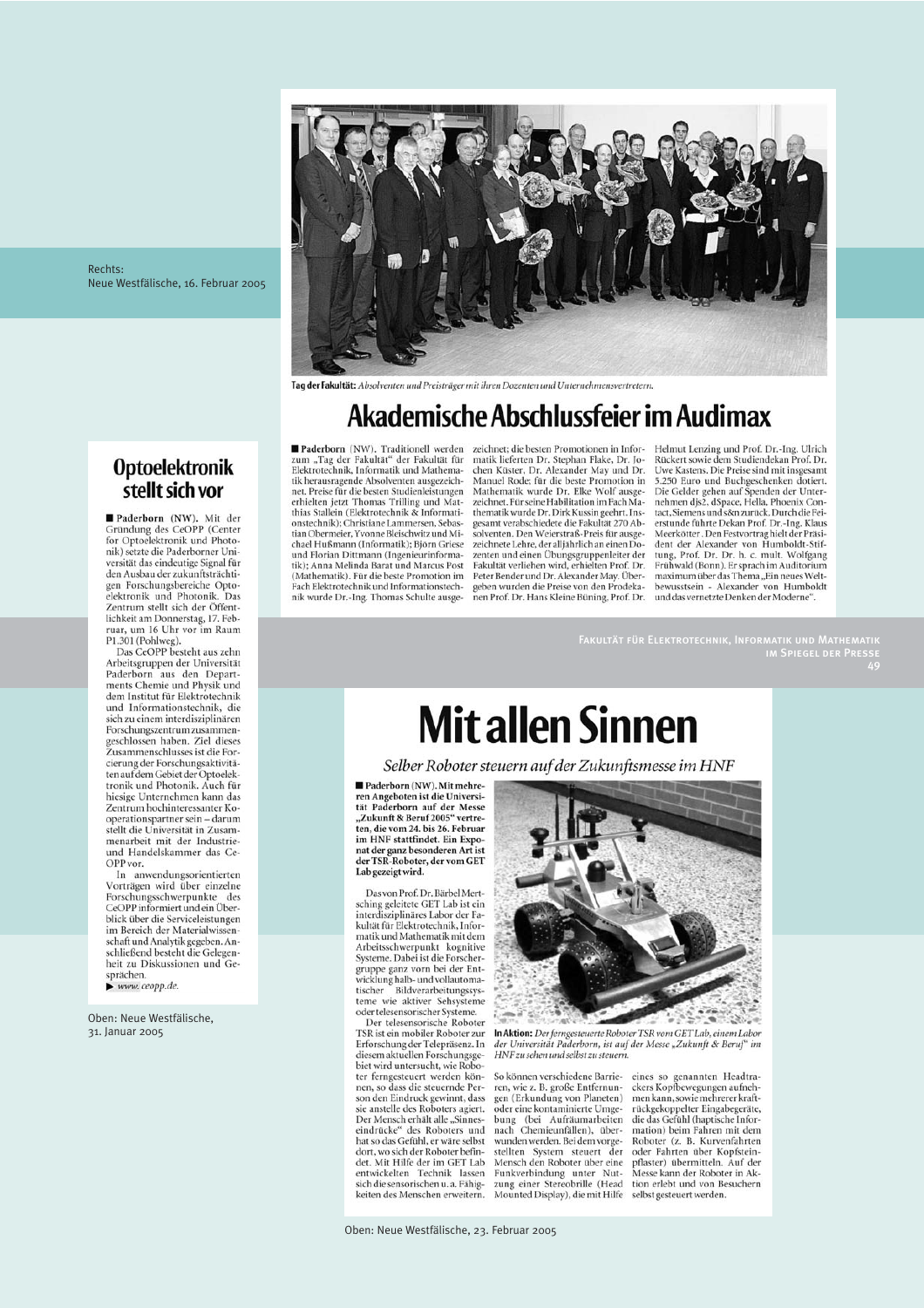Rechts:
Neue Westfälische, 16. Februar 2005

**Tag der Fakultät:** *Absolventen und Preisträger mit ihren Dozenten und Unternehmensvertretern.*

# Akademische Abschlussfeier im Audimax

**Paderborn** (NW). Traditionell werden zum „Tag der Fakultät" der Fakultät für Elektrotechnik, Informatik und Mathematik herausragende Absolventen ausgezeichnet. Preise für die besten Studienleistungen erhielten jetzt Thomas Trilling und Matthias Stallein (Elektrotechnik & Informationstechnik): Christiane Lammersen, Sebastian Obermeier, Yvonne Bleischwitz und Michael Hußmann (Informatik); Björn Griese und Florian Dittmann (Ingenieurinformatik); Anna Melinda Barat und Marcus Post (Mathematik). Für die beste Promotion im Fach Elektrotechnik und Informationstechnik wurde Dr.-Ing. Thomas Schulte ausgezeichnet; die besten Promotionen in Informatik lieferten Dr. Stephan Flake, Dr. Jochen Küster, Dr. Alexander May und Dr. Manuel Rode; für die beste Promotion in Mathematik wurde Dr. Elke Wolf ausgezeichnet. Für seine Habilitation im Fach Mathematik wurde Dr. Dirk Kussin geehrt. Insgesamt verabschiedete die Fakultät 270 Absolventen. Den Weierstraß-Preis für ausgezeichnete Lehre, der alljährlich an einen Dozenten und einen Übungsgruppenleiter der Fakultät verliehen wird, erhielten Prof. Dr. Peter Bender und Dr. Alexander May. Übergeben wurden die Preise von den Prodekanen Prof. Dr. Hans Kleine Büning, Prof. Dr. Helmut Lenzing und Prof. Dr.-Ing. Ulrich Rückert sowie dem Studiendekan Prof. Dr. Uwe Kastens. Die Preise sind mit insgesamt 5.250 Euro und Buchgeschenken dotiert. Die Gelder gehen auf Spenden der Unternehmen djs2, dSpace, Hella, Phoenix Contact, Siemens und s&n zurück. Durch die Feierstunde führte Dekan Prof. Dr.-Ing. Klaus Meerkötter. Den Festvortrag hielt der Präsident der Alexander von Humboldt-Stiftung, Prof. Dr. Dr. h. c. mult. Wolfgang Frühwald (Bonn). Er sprach im Auditorium maximum über das Thema „Ein neues Weltbewusstsein – Alexander von Humboldt und das vernetzte Denken der Moderne".

## Optoelektronik stellt sich vor

**Paderborn** (NW). Mit der Gründung des CeOPP (Center for Optoelektronik und Photonik) setzte die Paderborner Universität das eindeutige Signal für den Ausbau der zukunftsträchtigen Forschungsbereiche Optoelektronik und Photonik. Das Zentrum stellt sich der Öffentlichkeit am Donnerstag, 17. Februar, um 16 Uhr vor im Raum P1.301 (Pohlweg).

Das CeOPP besteht aus zehn Arbeitsgruppen der Universität Paderborn aus den Departments Chemie und Physik und dem Institut für Elektrotechnik und Informationstechnik, die sich zu einem interdisziplinären Forschungszentrum zusammengeschlossen haben. Ziel dieses Zusammenschlusses ist die Forcierung der Forschungsaktivitäten auf dem Gebiet der Optoelektronik und Photonik. Auch für hiesige Unternehmen kann das Zentrum hochinteressanter Kooperationspartner sein – darum stellt die Universität in Zusammenarbeit mit der Industrie- und Handelskammer das CeOPP vor.

In anwendungsorientierten Vorträgen wird über einzelne Forschungsschwerpunkte des CeOPP informiert und ein Überblick über die Serviceleistungen im Bereich der Materialwissenschaft und Analytik gegeben. Anschließend besteht die Gelegenheit zu Diskussionen und Gesprächen.

▶ *www.ceopp.de.*

Oben: Neue Westfälische, 31. Januar 2005

# Mit allen Sinnen

*Selber Roboter steuern auf der Zukunftsmesse im HNF*

**Paderborn (NW). Mit mehreren Angeboten ist die Universität Paderborn auf der Messe „Zukunft & Beruf 2005" vertreten, die vom 24. bis 26. Februar im HNF stattfindet. Ein Exponat der ganz besonderen Art ist der TSR-Roboter, der vom GET Lab gezeigt wird.**

Das von Prof. Dr. Bärbel Mertsching geleitete GET Lab ist ein interdisziplinäres Labor der Fakultät für Elektrotechnik, Informatik und Mathematik mit dem Arbeitsschwerpunkt kognitive Systeme. Dabei ist die Forschergruppe ganz vorn bei der Entwicklung halb- und vollautomatischer Bildverarbeitungssysteme wie aktiver Sehsysteme oder telesensorischer Systeme.

Der telesensorische Roboter TSR ist ein mobiler Roboter zur Erforschung der Telepräsenz. In diesem aktuellen Forschungsgebiet wird untersucht, wie Roboter ferngesteuert werden können, so dass die steuernde Person den Eindruck gewinnt, dass sie anstelle des Roboters agiert. Der Mensch erhält alle „Sinneseindrücke" des Roboters und hat so das Gefühl, er wäre selbst dort, wo sich der Roboter befindet. Mit Hilfe der im GET Lab entwickelten Technik lassen sich die sensorischen u. a. Fähigkeiten des Menschen erweitern.

So können verschiedene Barrieren, wie z. B. große Entfernungen (Erkundung von Planeten) oder eine kontaminierte Umgebung (bei Aufräumarbeiten nach Chemieunfällen), überwunden werden. Bei dem vorgestellten System steuert der Mensch den Roboter über eine Funkverbindung unter Nutzung einer Stereobrille (Head Mounted Display), die mit Hilfe eines so genannten Headtrackers Kopfbewegungen aufnehmen kann, sowie mehrerer kraftrückgekoppelter Eingabegeräte, die das Gefühl (haptische Information) beim Fahren mit dem Roboter (z. B. Kurvenfahrten oder Fahrten über Kopfsteinpflaster) übermitteln. Auf der Messe kann der Roboter in Aktion erlebt und von Besuchern selbst gesteuert werden.

**In Aktion:** *Der ferngesteuerte Roboter TSR vom GET Lab, einem Labor der Universität Paderborn, ist auf der Messe „Zukunft & Beruf" im HNF zu sehen und selbst zu steuern.*

Oben: Neue Westfälische, 23. Februar 2005